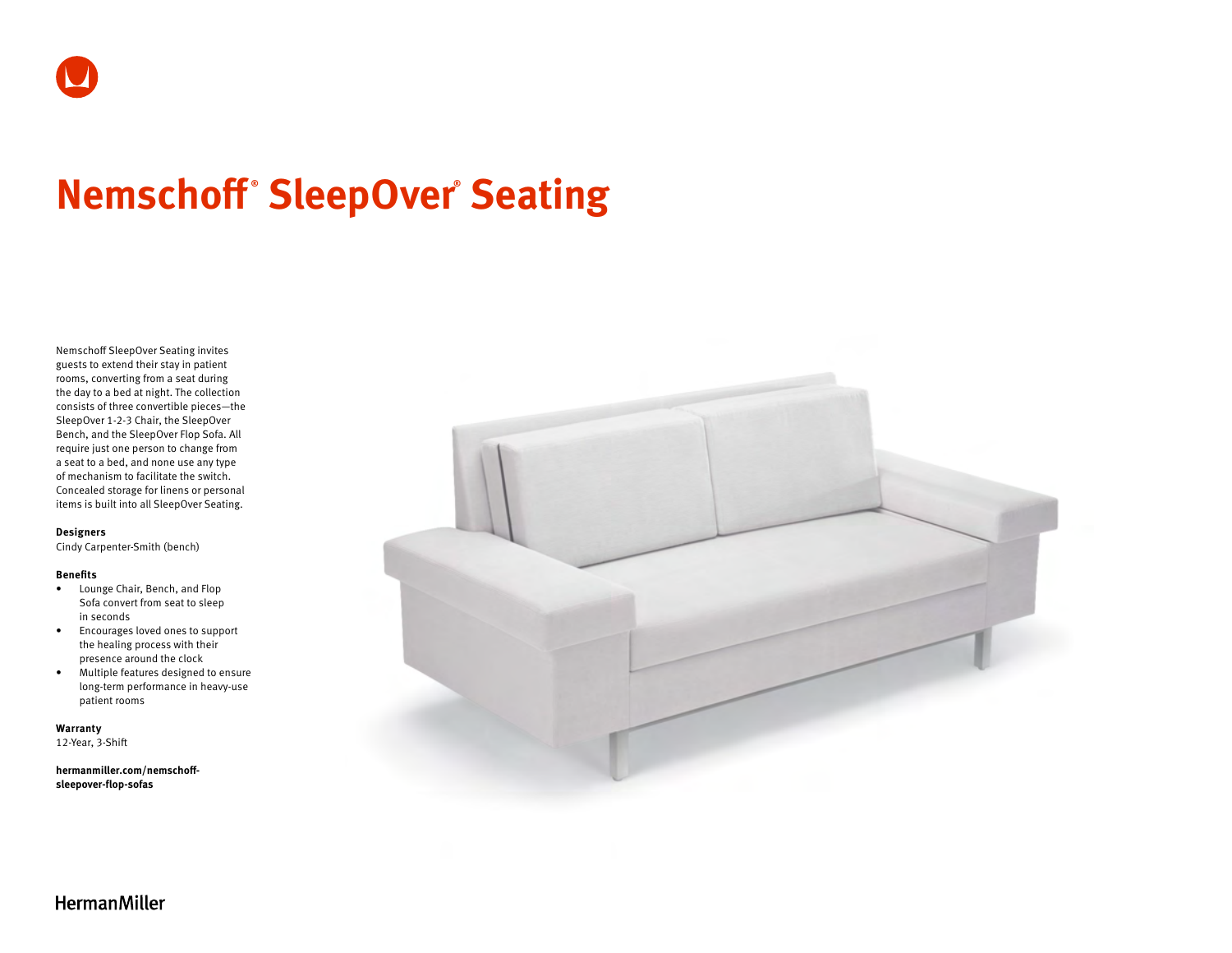# Nemschoff® SleepOver® Seating

Nemschoff SleepOver Seating invites guests to extend their stay in patient rooms, converting from a seat during the day to a bed at night. The collection consists of three convertible pieces—the SleepOver 1-2-3 Chair, the SleepOver Bench, and the SleepOver Flop Sofa. All require just one person to change from a seat to a bed, and none use any type of mechanism to facilitate the switch. Concealed storage for linens or personal items is built into all SleepOver Seating.

**Designers**
Cindy Carpenter-Smith (bench)

**Benefits**

- Lounge Chair, Bench, and Flop Sofa convert from seat to sleep in seconds
- Encourages loved ones to support the healing process with their presence around the clock
- Multiple features designed to ensure long-term performance in heavy-use patient rooms

**Warranty**
12-Year, 3-Shift

**hermanmiller.com/nemschoff-sleepover-flop-sofas**

HermanMiller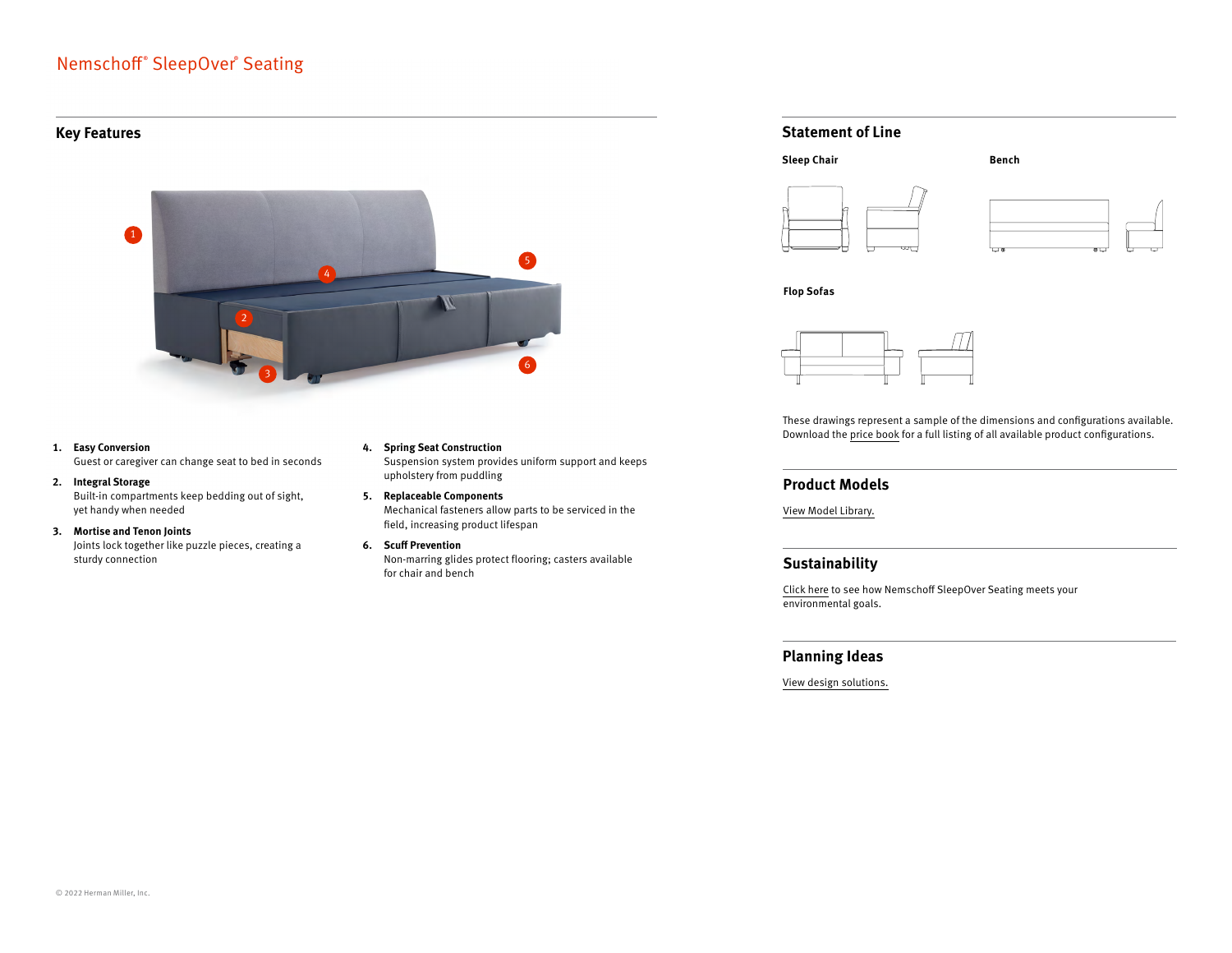# Nemschoff® SleepOver® Seating

## Key Features

1. **Easy Conversion**
   Guest or caregiver can change seat to bed in seconds
2. **Integral Storage**
   Built-in compartments keep bedding out of sight, yet handy when needed
3. **Mortise and Tenon Joints**
   Joints lock together like puzzle pieces, creating a sturdy connection
4. **Spring Seat Construction**
   Suspension system provides uniform support and keeps upholstery from puddling
5. **Replaceable Components**
   Mechanical fasteners allow parts to be serviced in the field, increasing product lifespan
6. **Scuff Prevention**
   Non-marring glides protect flooring; casters available for chair and bench

## Statement of Line

**Sleep Chair**

**Bench**

**Flop Sofas**

These drawings represent a sample of the dimensions and configurations available. Download the price book for a full listing of all available product configurations.

## Product Models

View Model Library.

## Sustainability

Click here to see how Nemschoff SleepOver Seating meets your environmental goals.

## Planning Ideas

View design solutions.

© 2022 Herman Miller, Inc.